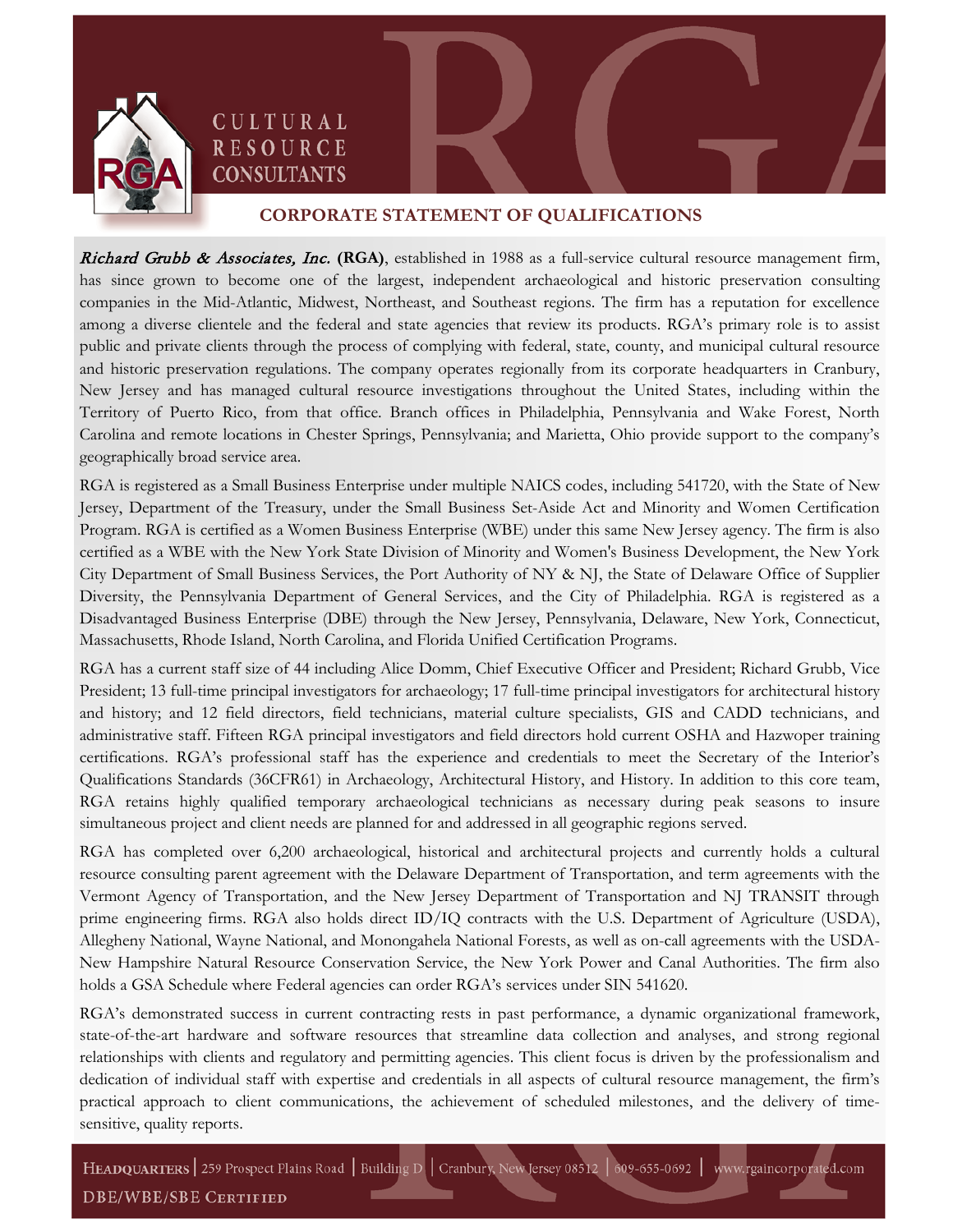CULTURAL RESOURCE CONSULTANTS

## CORPORATE STATEMENT OF QUALIFICATIONS

*Richard Grubb & Associates, Inc.* **(RGA)**, established in 1988 as a full-service cultural resource management firm, has since grown to become one of the largest, independent archaeological and historic preservation consulting companies in the Mid-Atlantic, Midwest, Northeast, and Southeast regions. The firm has a reputation for excellence among a diverse clientele and the federal and state agencies that review its products. RGA's primary role is to assist public and private clients through the process of complying with federal, state, county, and municipal cultural resource and historic preservation regulations. The company operates regionally from its corporate headquarters in Cranbury, New Jersey and has managed cultural resource investigations throughout the United States, including within the Territory of Puerto Rico, from that office. Branch offices in Philadelphia, Pennsylvania and Wake Forest, North Carolina and remote locations in Chester Springs, Pennsylvania; and Marietta, Ohio provide support to the company's geographically broad service area.

RGA is registered as a Small Business Enterprise under multiple NAICS codes, including 541720, with the State of New Jersey, Department of the Treasury, under the Small Business Set-Aside Act and Minority and Women Certification Program. RGA is certified as a Women Business Enterprise (WBE) under this same New Jersey agency. The firm is also certified as a WBE with the New York State Division of Minority and Women's Business Development, the New York City Department of Small Business Services, the Port Authority of NY & NJ, the State of Delaware Office of Supplier Diversity, the Pennsylvania Department of General Services, and the City of Philadelphia. RGA is registered as a Disadvantaged Business Enterprise (DBE) through the New Jersey, Pennsylvania, Delaware, New York, Connecticut, Massachusetts, Rhode Island, North Carolina, and Florida Unified Certification Programs.

RGA has a current staff size of 44 including Alice Domm, Chief Executive Officer and President; Richard Grubb, Vice President; 13 full-time principal investigators for archaeology; 17 full-time principal investigators for architectural history and history; and 12 field directors, field technicians, material culture specialists, GIS and CADD technicians, and administrative staff. Fifteen RGA principal investigators and field directors hold current OSHA and Hazwoper training certifications. RGA's professional staff has the experience and credentials to meet the Secretary of the Interior's Qualifications Standards (36CFR61) in Archaeology, Architectural History, and History. In addition to this core team, RGA retains highly qualified temporary archaeological technicians as necessary during peak seasons to insure simultaneous project and client needs are planned for and addressed in all geographic regions served.

RGA has completed over 6,200 archaeological, historical and architectural projects and currently holds a cultural resource consulting parent agreement with the Delaware Department of Transportation, and term agreements with the Vermont Agency of Transportation, and the New Jersey Department of Transportation and NJ TRANSIT through prime engineering firms. RGA also holds direct ID/IQ contracts with the U.S. Department of Agriculture (USDA), Allegheny National, Wayne National, and Monongahela National Forests, as well as on-call agreements with the USDA-New Hampshire Natural Resource Conservation Service, the New York Power and Canal Authorities. The firm also holds a GSA Schedule where Federal agencies can order RGA's services under SIN 541620.

RGA's demonstrated success in current contracting rests in past performance, a dynamic organizational framework, state-of-the-art hardware and software resources that streamline data collection and analyses, and strong regional relationships with clients and regulatory and permitting agencies. This client focus is driven by the professionalism and dedication of individual staff with expertise and credentials in all aspects of cultural resource management, the firm's practical approach to client communications, the achievement of scheduled milestones, and the delivery of time-sensitive, quality reports.

HEADQUARTERS | 259 Prospect Plains Road | Building D | Cranbury, New Jersey 08512 | 609-655-0692 | www.rgaincorporated.com

DBE/WBE/SBE CERTIFIED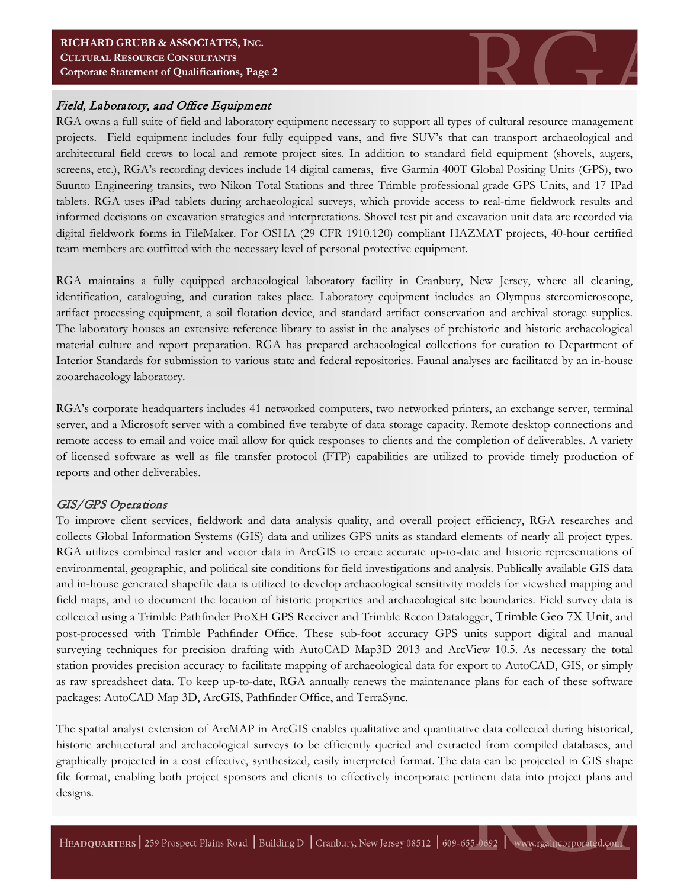### *Field, Laboratory, and Office Equipment*

RGA owns a full suite of field and laboratory equipment necessary to support all types of cultural resource management projects. Field equipment includes four fully equipped vans, and five SUV's that can transport archaeological and architectural field crews to local and remote project sites. In addition to standard field equipment (shovels, augers, screens, etc.), RGA's recording devices include 14 digital cameras, five Garmin 400T Global Positing Units (GPS), two Suunto Engineering transits, two Nikon Total Stations and three Trimble professional grade GPS Units, and 17 IPad tablets. RGA uses iPad tablets during archaeological surveys, which provide access to real-time fieldwork results and informed decisions on excavation strategies and interpretations. Shovel test pit and excavation unit data are recorded via digital fieldwork forms in FileMaker. For OSHA (29 CFR 1910.120) compliant HAZMAT projects, 40-hour certified team members are outfitted with the necessary level of personal protective equipment.

RGA maintains a fully equipped archaeological laboratory facility in Cranbury, New Jersey, where all cleaning, identification, cataloguing, and curation takes place. Laboratory equipment includes an Olympus stereomicroscope, artifact processing equipment, a soil flotation device, and standard artifact conservation and archival storage supplies. The laboratory houses an extensive reference library to assist in the analyses of prehistoric and historic archaeological material culture and report preparation. RGA has prepared archaeological collections for curation to Department of Interior Standards for submission to various state and federal repositories. Faunal analyses are facilitated by an in-house zooarchaeology laboratory.

RGA's corporate headquarters includes 41 networked computers, two networked printers, an exchange server, terminal server, and a Microsoft server with a combined five terabyte of data storage capacity. Remote desktop connections and remote access to email and voice mail allow for quick responses to clients and the completion of deliverables. A variety of licensed software as well as file transfer protocol (FTP) capabilities are utilized to provide timely production of reports and other deliverables.

### *GIS/GPS Operations*

To improve client services, fieldwork and data analysis quality, and overall project efficiency, RGA researches and collects Global Information Systems (GIS) data and utilizes GPS units as standard elements of nearly all project types. RGA utilizes combined raster and vector data in ArcGIS to create accurate up-to-date and historic representations of environmental, geographic, and political site conditions for field investigations and analysis. Publically available GIS data and in-house generated shapefile data is utilized to develop archaeological sensitivity models for viewshed mapping and field maps, and to document the location of historic properties and archaeological site boundaries. Field survey data is collected using a Trimble Pathfinder ProXH GPS Receiver and Trimble Recon Datalogger, Trimble Geo 7X Unit, and post-processed with Trimble Pathfinder Office. These sub-foot accuracy GPS units support digital and manual surveying techniques for precision drafting with AutoCAD Map3D 2013 and ArcView 10.5. As necessary the total station provides precision accuracy to facilitate mapping of archaeological data for export to AutoCAD, GIS, or simply as raw spreadsheet data. To keep up-to-date, RGA annually renews the maintenance plans for each of these software packages: AutoCAD Map 3D, ArcGIS, Pathfinder Office, and TerraSync.

The spatial analyst extension of ArcMAP in ArcGIS enables qualitative and quantitative data collected during historical, historic architectural and archaeological surveys to be efficiently queried and extracted from compiled databases, and graphically projected in a cost effective, synthesized, easily interpreted format. The data can be projected in GIS shape file format, enabling both project sponsors and clients to effectively incorporate pertinent data into project plans and designs.